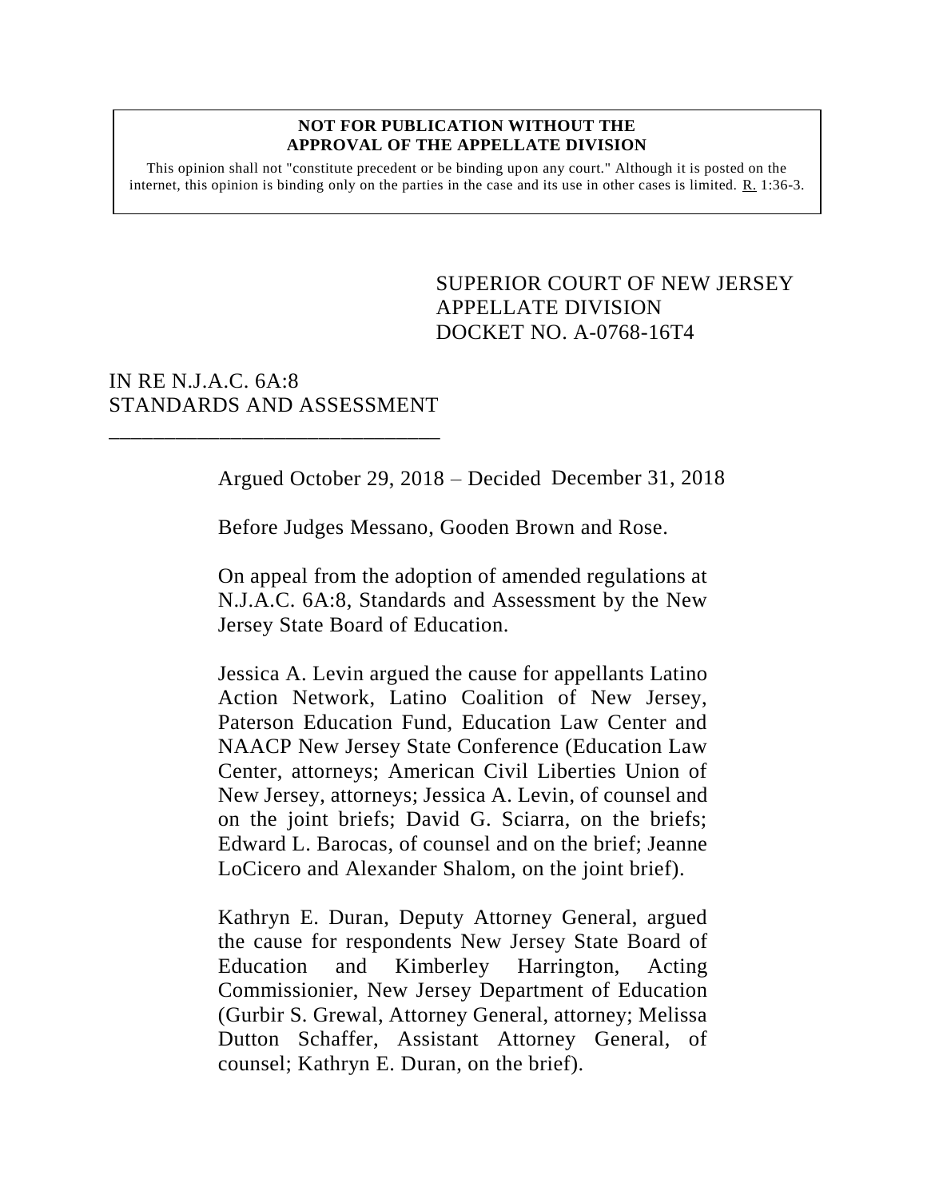**NOT FOR PUBLICATION WITHOUT THE APPROVAL OF THE APPELLATE DIVISION**

This opinion shall not "constitute precedent or be binding upon any court." Although it is posted on the internet, this opinion is binding only on the parties in the case and its use in other cases is limited. R. 1:36-3.

SUPERIOR COURT OF NEW JERSEY
APPELLATE DIVISION
DOCKET NO. A-0768-16T4

IN RE N.J.A.C. 6A:8
STANDARDS AND ASSESSMENT
______________________________

Argued October 29, 2018 – Decided December 31, 2018

Before Judges Messano, Gooden Brown and Rose.

On appeal from the adoption of amended regulations at N.J.A.C. 6A:8, Standards and Assessment by the New Jersey State Board of Education.

Jessica A. Levin argued the cause for appellants Latino Action Network, Latino Coalition of New Jersey, Paterson Education Fund, Education Law Center and NAACP New Jersey State Conference (Education Law Center, attorneys; American Civil Liberties Union of New Jersey, attorneys; Jessica A. Levin, of counsel and on the joint briefs; David G. Sciarra, on the briefs; Edward L. Barocas, of counsel and on the brief; Jeanne LoCicero and Alexander Shalom, on the joint brief).

Kathryn E. Duran, Deputy Attorney General, argued the cause for respondents New Jersey State Board of Education and Kimberley Harrington, Acting Commissionier, New Jersey Department of Education (Gurbir S. Grewal, Attorney General, attorney; Melissa Dutton Schaffer, Assistant Attorney General, of counsel; Kathryn E. Duran, on the brief).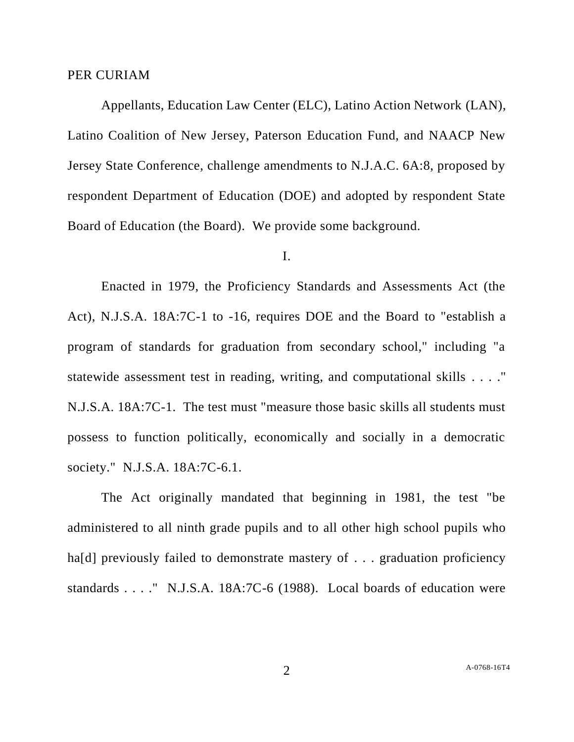PER CURIAM

Appellants, Education Law Center (ELC), Latino Action Network (LAN), Latino Coalition of New Jersey, Paterson Education Fund, and NAACP New Jersey State Conference, challenge amendments to N.J.A.C. 6A:8, proposed by respondent Department of Education (DOE) and adopted by respondent State Board of Education (the Board). We provide some background.

I.

Enacted in 1979, the Proficiency Standards and Assessments Act (the Act), N.J.S.A. 18A:7C-1 to -16, requires DOE and the Board to "establish a program of standards for graduation from secondary school," including "a statewide assessment test in reading, writing, and computational skills . . . ." N.J.S.A. 18A:7C-1. The test must "measure those basic skills all students must possess to function politically, economically and socially in a democratic society." N.J.S.A. 18A:7C-6.1.

The Act originally mandated that beginning in 1981, the test "be administered to all ninth grade pupils and to all other high school pupils who ha[d] previously failed to demonstrate mastery of . . . graduation proficiency standards . . . ." N.J.S.A. 18A:7C-6 (1988). Local boards of education were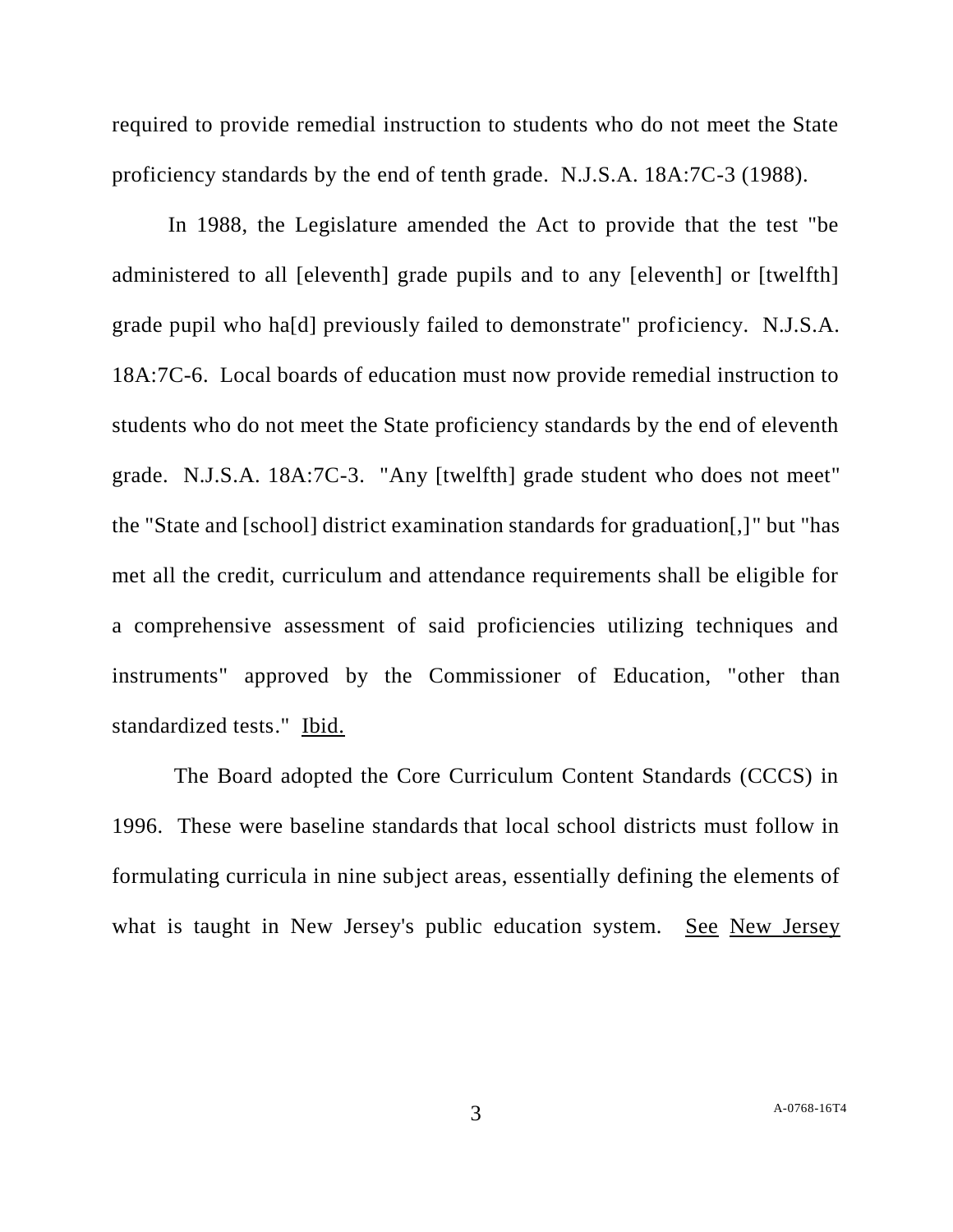required to provide remedial instruction to students who do not meet the State proficiency standards by the end of tenth grade. N.J.S.A. 18A:7C-3 (1988).

In 1988, the Legislature amended the Act to provide that the test "be administered to all [eleventh] grade pupils and to any [eleventh] or [twelfth] grade pupil who ha[d] previously failed to demonstrate" proficiency. N.J.S.A. 18A:7C-6. Local boards of education must now provide remedial instruction to students who do not meet the State proficiency standards by the end of eleventh grade. N.J.S.A. 18A:7C-3. "Any [twelfth] grade student who does not meet" the "State and [school] district examination standards for graduation[,]" but "has met all the credit, curriculum and attendance requirements shall be eligible for a comprehensive assessment of said proficiencies utilizing techniques and instruments" approved by the Commissioner of Education, "other than standardized tests." Ibid.

The Board adopted the Core Curriculum Content Standards (CCCS) in 1996. These were baseline standards that local school districts must follow in formulating curricula in nine subject areas, essentially defining the elements of what is taught in New Jersey's public education system. See New Jersey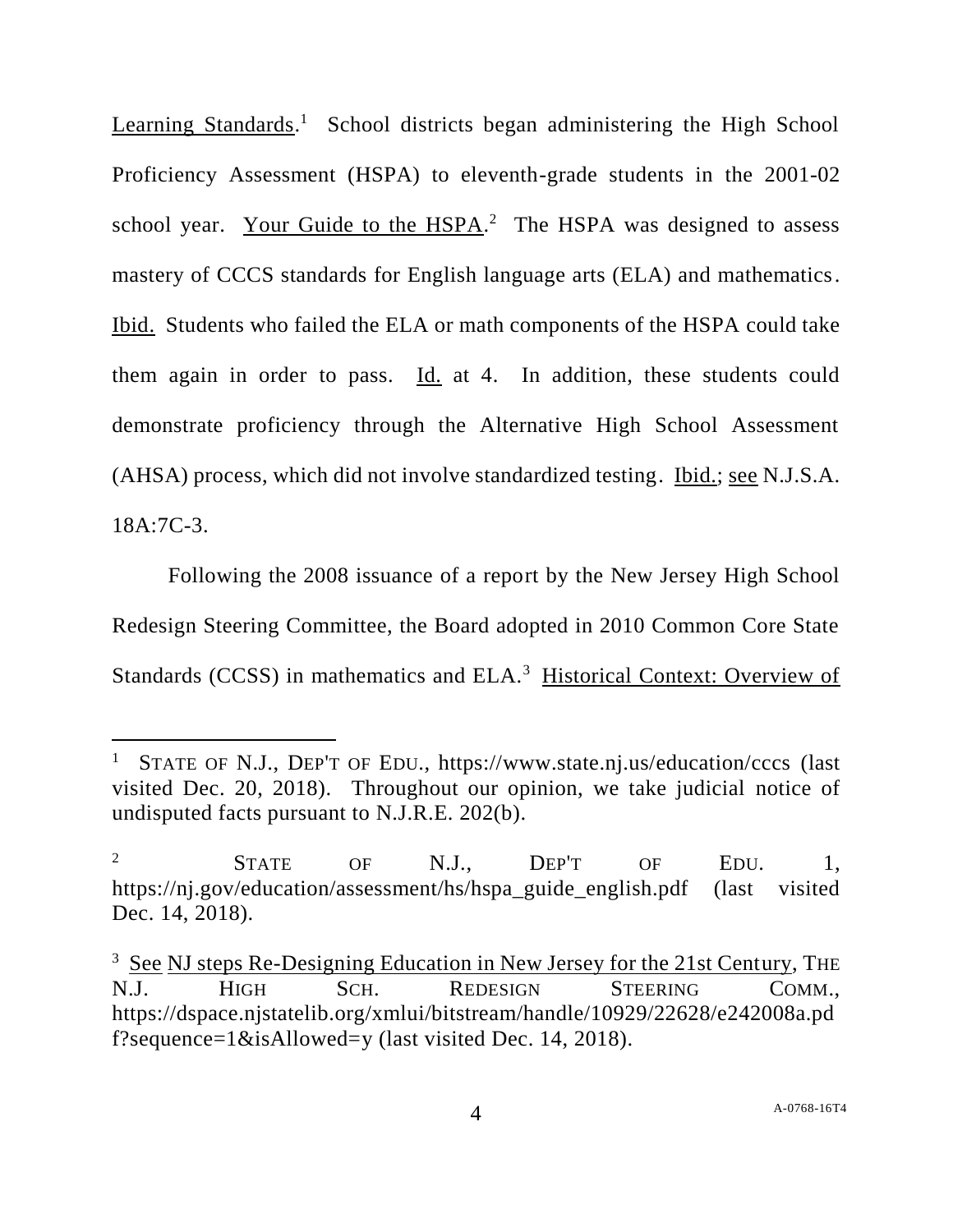Learning Standards.[1] School districts began administering the High School Proficiency Assessment (HSPA) to eleventh-grade students in the 2001-02 school year. Your Guide to the HSPA.[2] The HSPA was designed to assess mastery of CCCS standards for English language arts (ELA) and mathematics. Ibid. Students who failed the ELA or math components of the HSPA could take them again in order to pass. Id. at 4. In addition, these students could demonstrate proficiency through the Alternative High School Assessment (AHSA) process, which did not involve standardized testing. Ibid.; see N.J.S.A. 18A:7C-3.

Following the 2008 issuance of a report by the New Jersey High School Redesign Steering Committee, the Board adopted in 2010 Common Core State Standards (CCSS) in mathematics and ELA.[3] Historical Context: Overview of

---

[1] STATE OF N.J., DEP'T OF EDU., https://www.state.nj.us/education/cccs (last visited Dec. 20, 2018). Throughout our opinion, we take judicial notice of undisputed facts pursuant to N.J.R.E. 202(b).

[2] STATE OF N.J., DEP'T OF EDU. 1, https://nj.gov/education/assessment/hs/hspa_guide_english.pdf (last visited Dec. 14, 2018).

[3] See NJ steps Re-Designing Education in New Jersey for the 21st Century, THE N.J. HIGH SCH. REDESIGN STEERING COMM., https://dspace.njstatelib.org/xmlui/bitstream/handle/10929/22628/e242008a.pdf?sequence=1&isAllowed=y (last visited Dec. 14, 2018).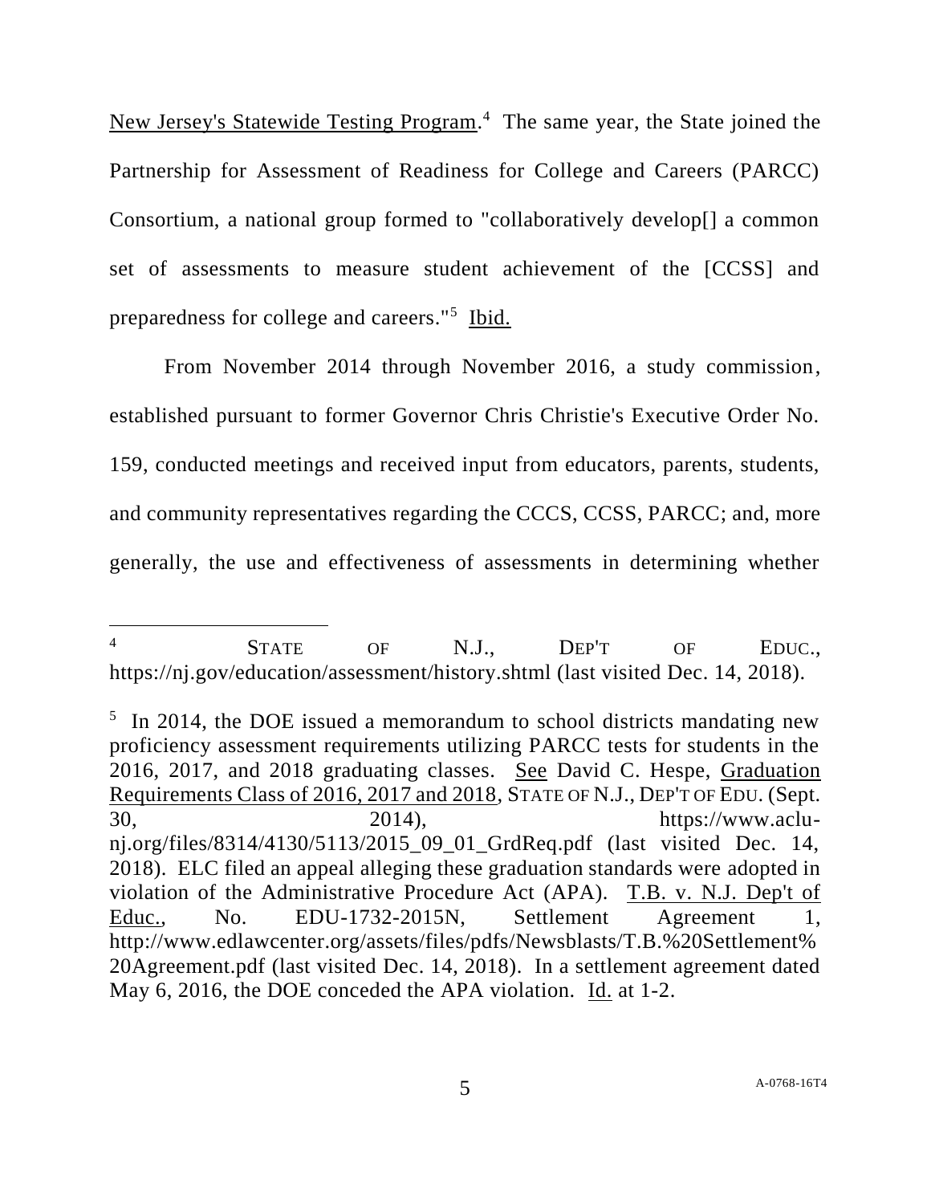New Jersey's Statewide Testing Program.[4] The same year, the State joined the Partnership for Assessment of Readiness for College and Careers (PARCC) Consortium, a national group formed to "collaboratively develop[] a common set of assessments to measure student achievement of the [CCSS] and preparedness for college and careers."[5] Ibid.

From November 2014 through November 2016, a study commission, established pursuant to former Governor Chris Christie's Executive Order No. 159, conducted meetings and received input from educators, parents, students, and community representatives regarding the CCCS, CCSS, PARCC; and, more generally, the use and effectiveness of assessments in determining whether

---

[4] STATE OF N.J., DEP'T OF EDUC., https://nj.gov/education/assessment/history.shtml (last visited Dec. 14, 2018).

[5] In 2014, the DOE issued a memorandum to school districts mandating new proficiency assessment requirements utilizing PARCC tests for students in the 2016, 2017, and 2018 graduating classes. See David C. Hespe, Graduation Requirements Class of 2016, 2017 and 2018, STATE OF N.J., DEP'T OF EDU. (Sept. 30, 2014), https://www.aclu-nj.org/files/8314/4130/5113/2015_09_01_GrdReq.pdf (last visited Dec. 14, 2018). ELC filed an appeal alleging these graduation standards were adopted in violation of the Administrative Procedure Act (APA). T.B. v. N.J. Dep't of Educ., No. EDU-1732-2015N, Settlement Agreement 1, http://www.edlawcenter.org/assets/files/pdfs/Newsblasts/T.B.%20Settlement%20Agreement.pdf (last visited Dec. 14, 2018). In a settlement agreement dated May 6, 2016, the DOE conceded the APA violation. Id. at 1-2.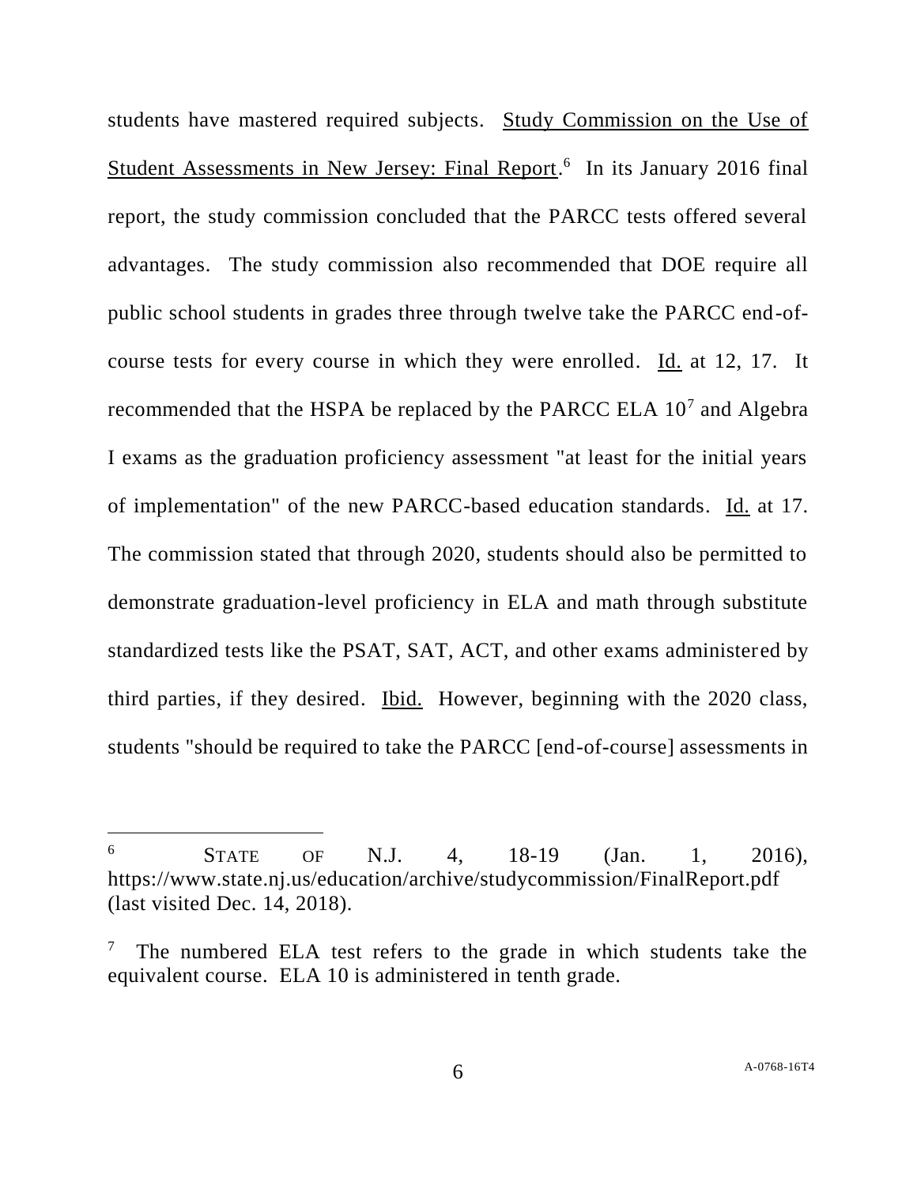students have mastered required subjects. Study Commission on the Use of Student Assessments in New Jersey: Final Report.[6] In its January 2016 final report, the study commission concluded that the PARCC tests offered several advantages. The study commission also recommended that DOE require all public school students in grades three through twelve take the PARCC end-of-course tests for every course in which they were enrolled. Id. at 12, 17. It recommended that the HSPA be replaced by the PARCC ELA 10[7] and Algebra I exams as the graduation proficiency assessment "at least for the initial years of implementation" of the new PARCC-based education standards. Id. at 17. The commission stated that through 2020, students should also be permitted to demonstrate graduation-level proficiency in ELA and math through substitute standardized tests like the PSAT, SAT, ACT, and other exams administered by third parties, if they desired. Ibid. However, beginning with the 2020 class, students "should be required to take the PARCC [end-of-course] assessments in

---

[6] STATE OF N.J. 4, 18-19 (Jan. 1, 2016), https://www.state.nj.us/education/archive/studycommission/FinalReport.pdf (last visited Dec. 14, 2018).

[7] The numbered ELA test refers to the grade in which students take the equivalent course. ELA 10 is administered in tenth grade.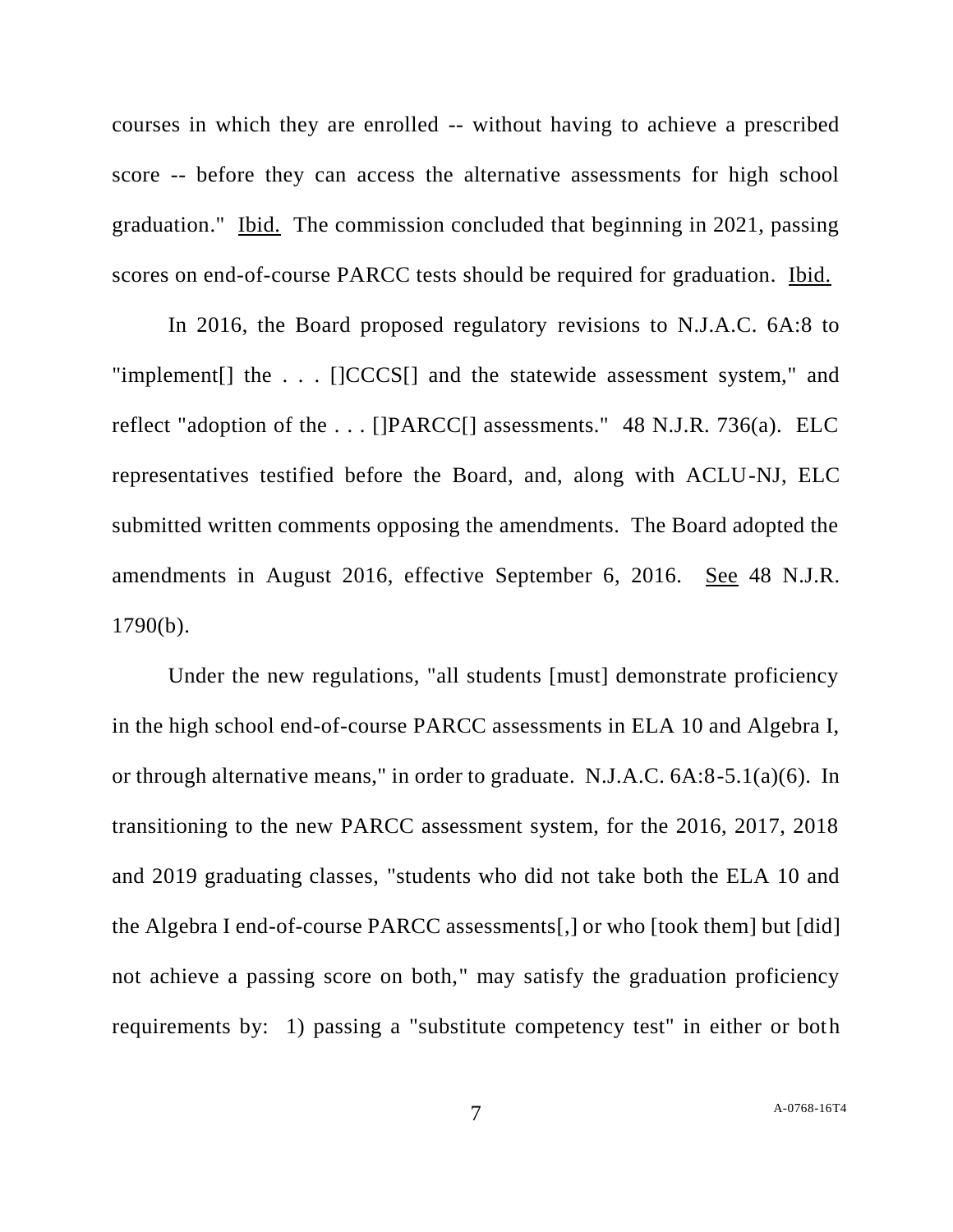courses in which they are enrolled -- without having to achieve a prescribed score -- before they can access the alternative assessments for high school graduation." Ibid. The commission concluded that beginning in 2021, passing scores on end-of-course PARCC tests should be required for graduation. Ibid.

In 2016, the Board proposed regulatory revisions to N.J.A.C. 6A:8 to "implement[] the . . . []CCCS[] and the statewide assessment system," and reflect "adoption of the . . . []PARCC[] assessments." 48 N.J.R. 736(a). ELC representatives testified before the Board, and, along with ACLU-NJ, ELC submitted written comments opposing the amendments. The Board adopted the amendments in August 2016, effective September 6, 2016. See 48 N.J.R. 1790(b).

Under the new regulations, "all students [must] demonstrate proficiency in the high school end-of-course PARCC assessments in ELA 10 and Algebra I, or through alternative means," in order to graduate. N.J.A.C. 6A:8-5.1(a)(6). In transitioning to the new PARCC assessment system, for the 2016, 2017, 2018 and 2019 graduating classes, "students who did not take both the ELA 10 and the Algebra I end-of-course PARCC assessments[,] or who [took them] but [did] not achieve a passing score on both," may satisfy the graduation proficiency requirements by: 1) passing a "substitute competency test" in either or both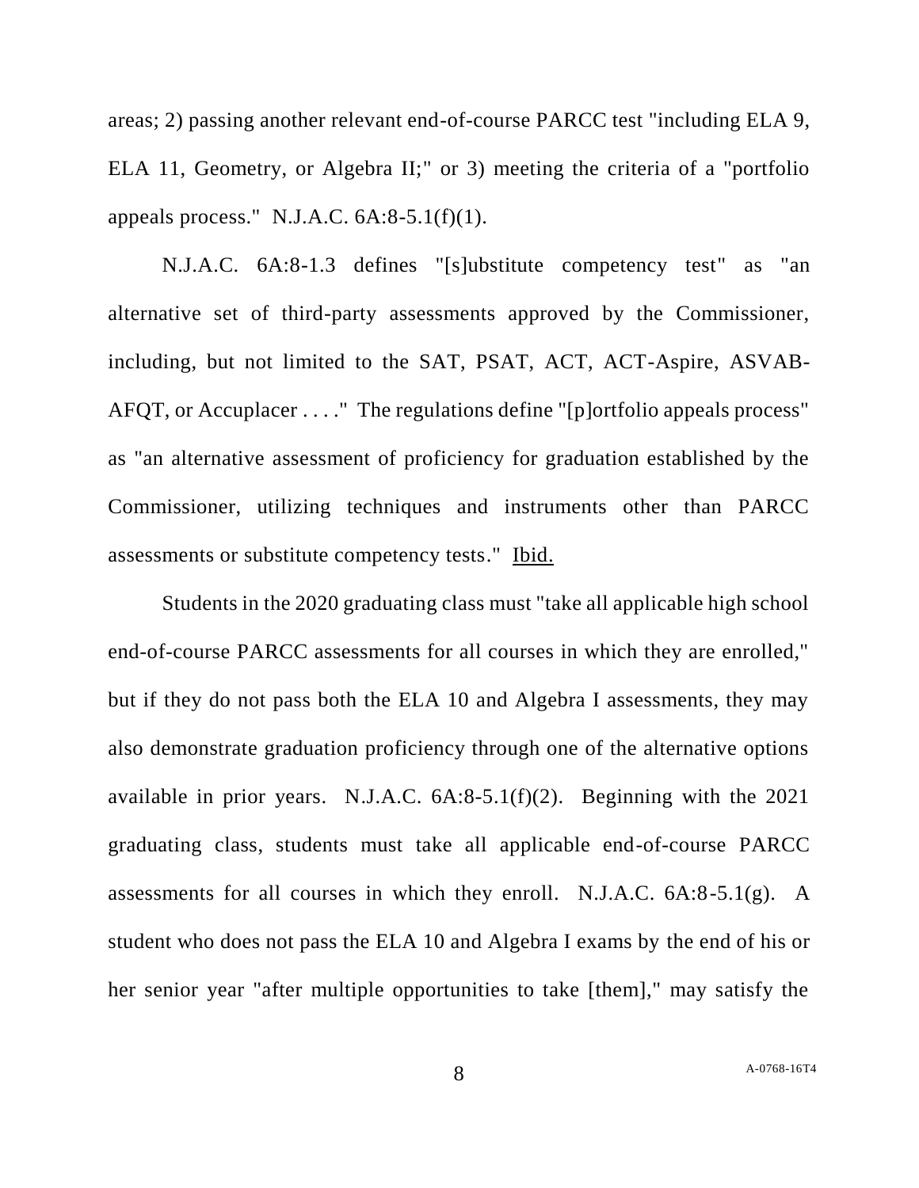areas; 2) passing another relevant end-of-course PARCC test "including ELA 9, ELA 11, Geometry, or Algebra II;" or 3) meeting the criteria of a "portfolio appeals process." N.J.A.C. 6A:8-5.1(f)(1).

N.J.A.C. 6A:8-1.3 defines "[s]ubstitute competency test" as "an alternative set of third-party assessments approved by the Commissioner, including, but not limited to the SAT, PSAT, ACT, ACT-Aspire, ASVAB-AFQT, or Accuplacer . . . ." The regulations define "[p]ortfolio appeals process" as "an alternative assessment of proficiency for graduation established by the Commissioner, utilizing techniques and instruments other than PARCC assessments or substitute competency tests." Ibid.

Students in the 2020 graduating class must "take all applicable high school end-of-course PARCC assessments for all courses in which they are enrolled," but if they do not pass both the ELA 10 and Algebra I assessments, they may also demonstrate graduation proficiency through one of the alternative options available in prior years. N.J.A.C. 6A:8-5.1(f)(2). Beginning with the 2021 graduating class, students must take all applicable end-of-course PARCC assessments for all courses in which they enroll. N.J.A.C. 6A:8-5.1(g). A student who does not pass the ELA 10 and Algebra I exams by the end of his or her senior year "after multiple opportunities to take [them]," may satisfy the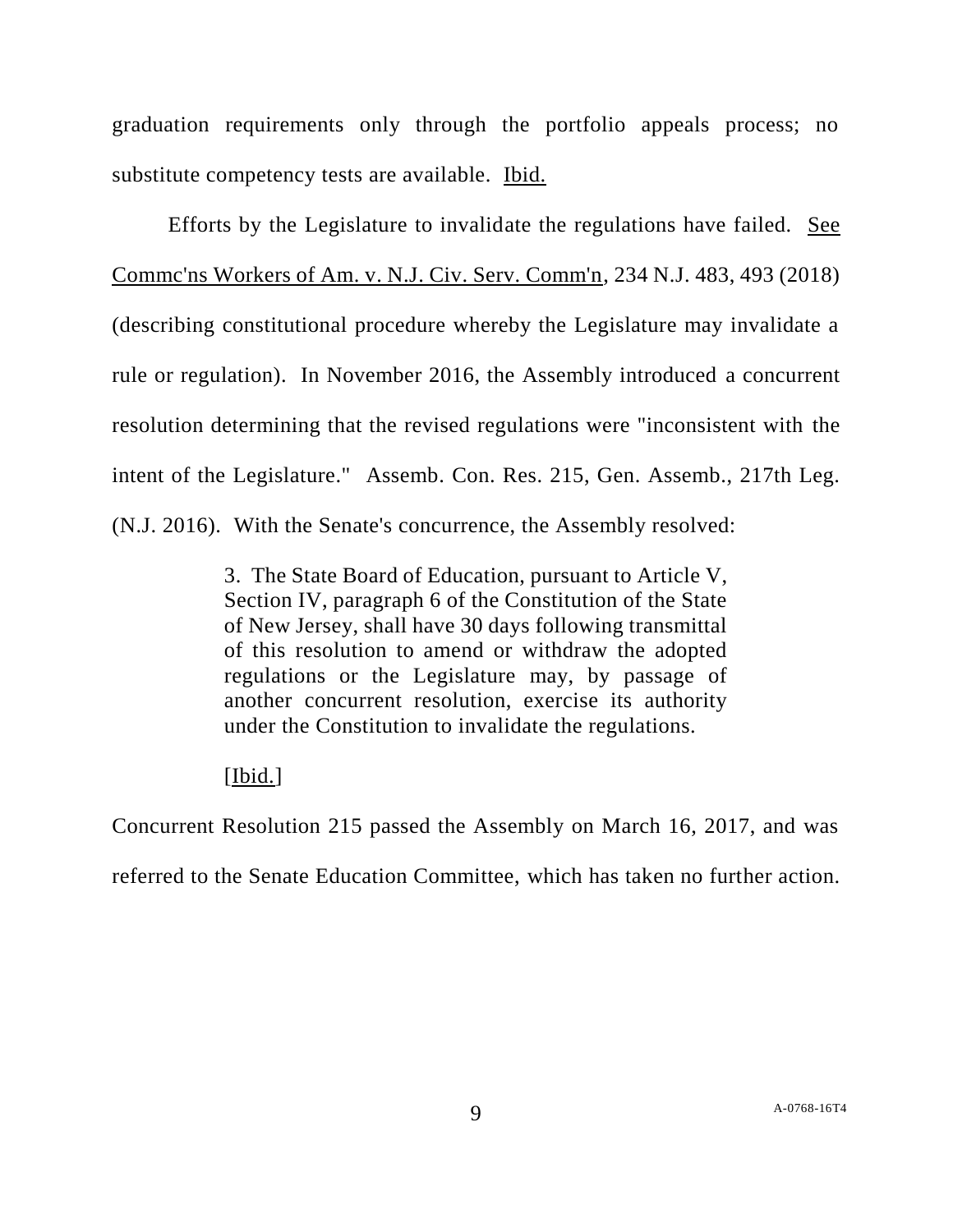graduation requirements only through the portfolio appeals process; no substitute competency tests are available. Ibid.

Efforts by the Legislature to invalidate the regulations have failed. See Commc'ns Workers of Am. v. N.J. Civ. Serv. Comm'n, 234 N.J. 483, 493 (2018) (describing constitutional procedure whereby the Legislature may invalidate a rule or regulation). In November 2016, the Assembly introduced a concurrent resolution determining that the revised regulations were "inconsistent with the intent of the Legislature." Assemb. Con. Res. 215, Gen. Assemb., 217th Leg. (N.J. 2016). With the Senate's concurrence, the Assembly resolved:

> 3. The State Board of Education, pursuant to Article V, Section IV, paragraph 6 of the Constitution of the State of New Jersey, shall have 30 days following transmittal of this resolution to amend or withdraw the adopted regulations or the Legislature may, by passage of another concurrent resolution, exercise its authority under the Constitution to invalidate the regulations.
>
> [Ibid.]

Concurrent Resolution 215 passed the Assembly on March 16, 2017, and was referred to the Senate Education Committee, which has taken no further action.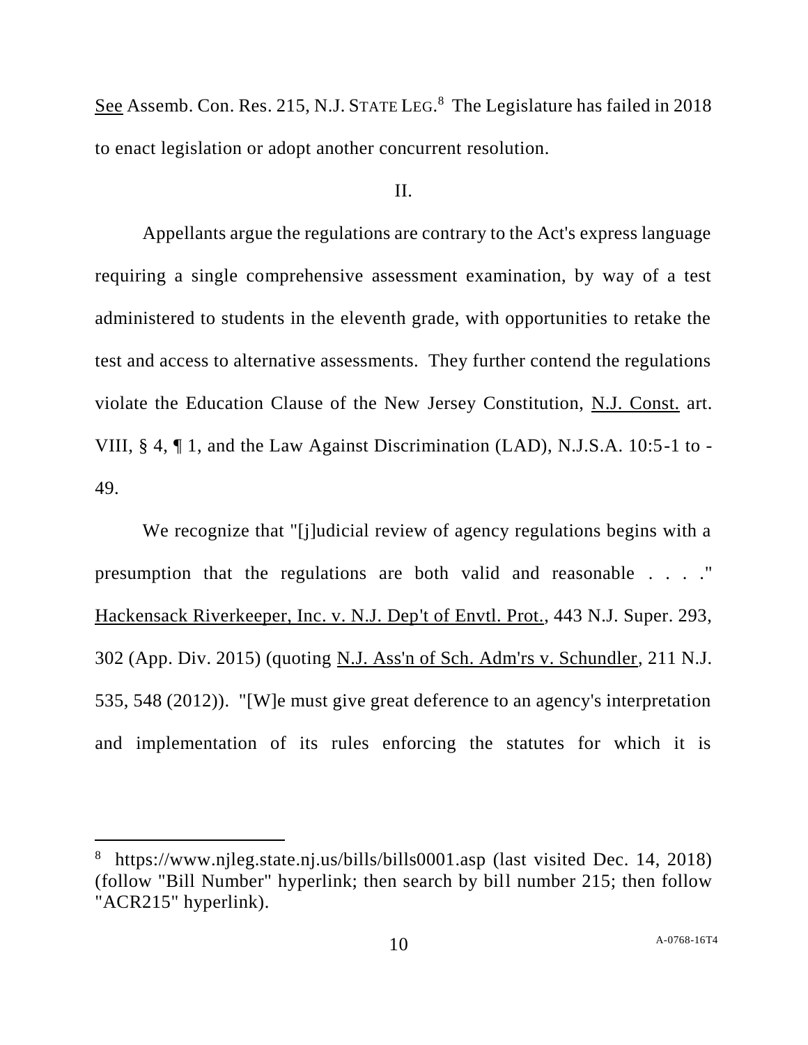See Assemb. Con. Res. 215, N.J. STATE LEG.[8] The Legislature has failed in 2018 to enact legislation or adopt another concurrent resolution.

II.

Appellants argue the regulations are contrary to the Act's express language requiring a single comprehensive assessment examination, by way of a test administered to students in the eleventh grade, with opportunities to retake the test and access to alternative assessments. They further contend the regulations violate the Education Clause of the New Jersey Constitution, N.J. Const. art. VIII, § 4, ¶ 1, and the Law Against Discrimination (LAD), N.J.S.A. 10:5-1 to -49.

We recognize that "[j]udicial review of agency regulations begins with a presumption that the regulations are both valid and reasonable . . . ." Hackensack Riverkeeper, Inc. v. N.J. Dep't of Envtl. Prot., 443 N.J. Super. 293, 302 (App. Div. 2015) (quoting N.J. Ass'n of Sch. Adm'rs v. Schundler, 211 N.J. 535, 548 (2012)). "[W]e must give great deference to an agency's interpretation and implementation of its rules enforcing the statutes for which it is

[8] https://www.njleg.state.nj.us/bills/bills0001.asp (last visited Dec. 14, 2018) (follow "Bill Number" hyperlink; then search by bill number 215; then follow "ACR215" hyperlink).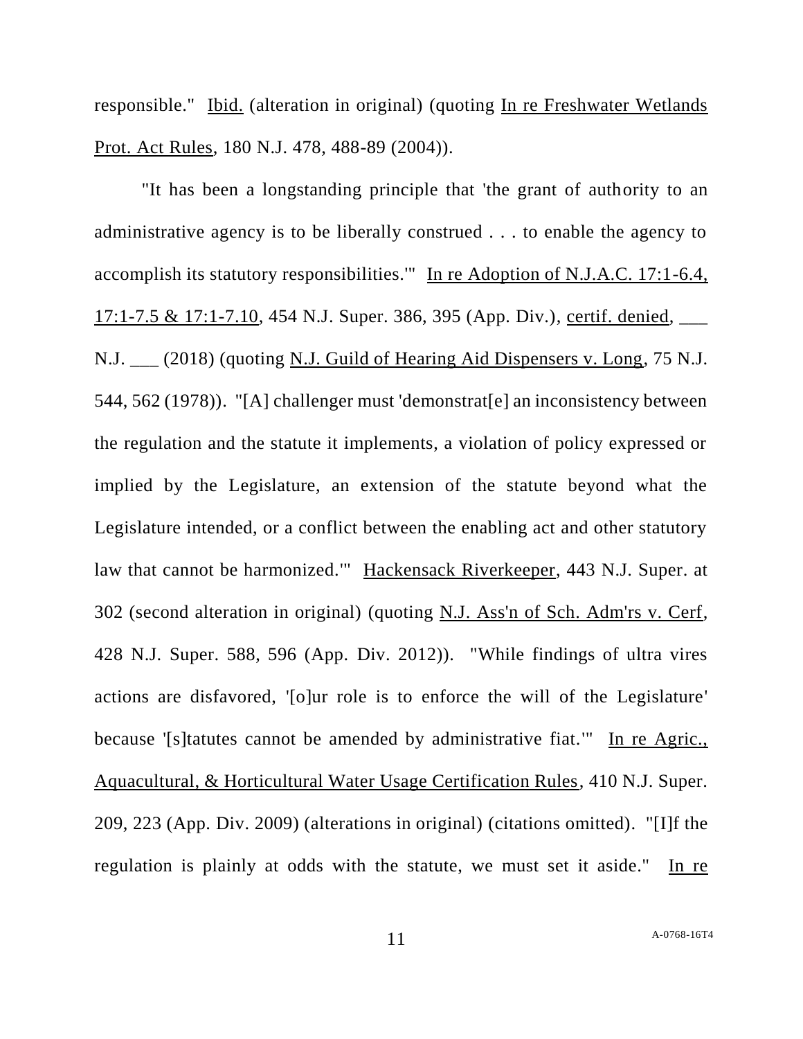responsible." Ibid. (alteration in original) (quoting In re Freshwater Wetlands Prot. Act Rules, 180 N.J. 478, 488-89 (2004)).

"It has been a longstanding principle that 'the grant of authority to an administrative agency is to be liberally construed . . . to enable the agency to accomplish its statutory responsibilities.'" In re Adoption of N.J.A.C. 17:1-6.4, 17:1-7.5 & 17:1-7.10, 454 N.J. Super. 386, 395 (App. Div.), certif. denied, ___ N.J. ___ (2018) (quoting N.J. Guild of Hearing Aid Dispensers v. Long, 75 N.J. 544, 562 (1978)). "[A] challenger must 'demonstrat[e] an inconsistency between the regulation and the statute it implements, a violation of policy expressed or implied by the Legislature, an extension of the statute beyond what the Legislature intended, or a conflict between the enabling act and other statutory law that cannot be harmonized.'" Hackensack Riverkeeper, 443 N.J. Super. at 302 (second alteration in original) (quoting N.J. Ass'n of Sch. Adm'rs v. Cerf, 428 N.J. Super. 588, 596 (App. Div. 2012)). "While findings of ultra vires actions are disfavored, '[o]ur role is to enforce the will of the Legislature' because '[s]tatutes cannot be amended by administrative fiat.'" In re Agric., Aquacultural, & Horticultural Water Usage Certification Rules, 410 N.J. Super. 209, 223 (App. Div. 2009) (alterations in original) (citations omitted). "[I]f the regulation is plainly at odds with the statute, we must set it aside." In re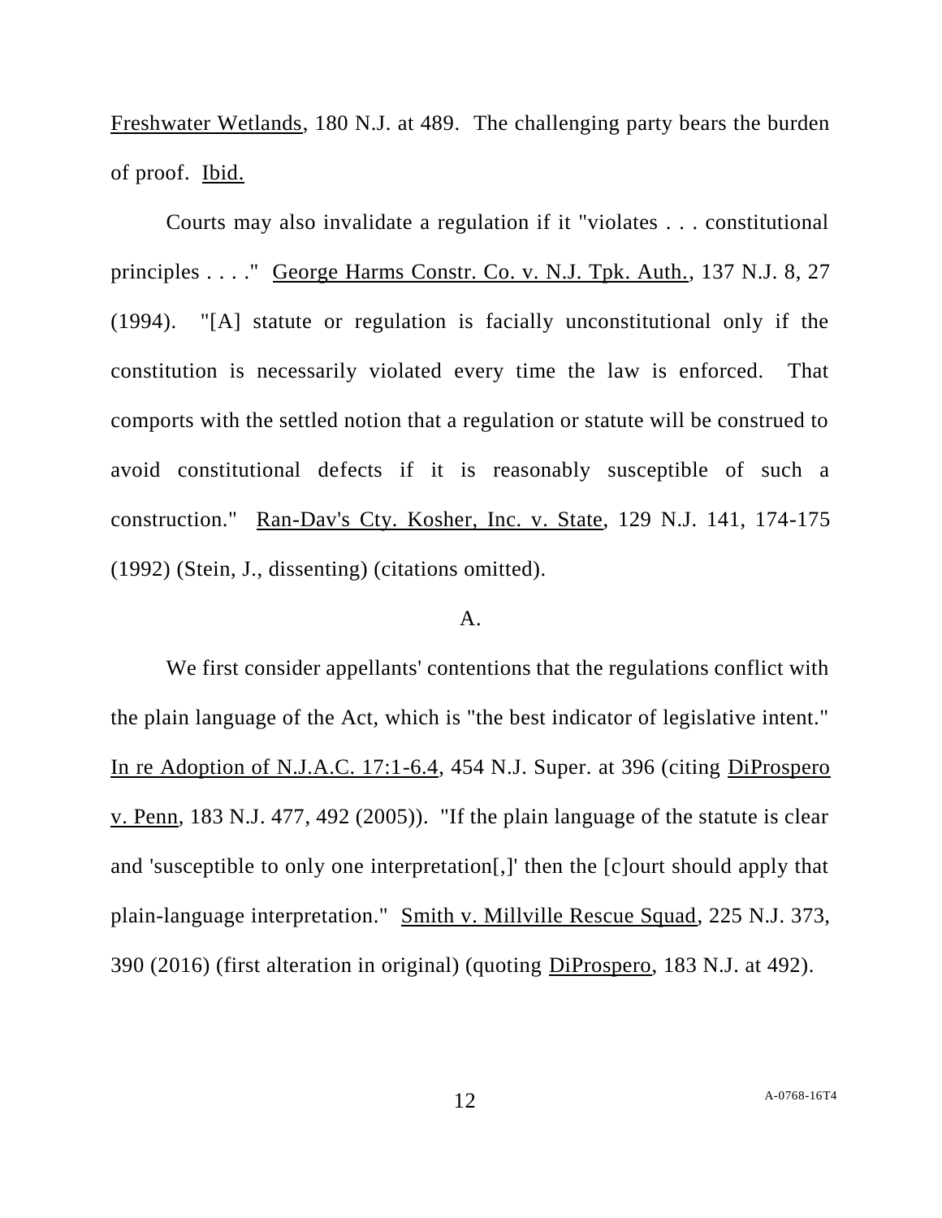Freshwater Wetlands, 180 N.J. at 489. The challenging party bears the burden of proof. Ibid.

Courts may also invalidate a regulation if it "violates . . . constitutional principles . . . ." George Harms Constr. Co. v. N.J. Tpk. Auth., 137 N.J. 8, 27 (1994). "[A] statute or regulation is facially unconstitutional only if the constitution is necessarily violated every time the law is enforced. That comports with the settled notion that a regulation or statute will be construed to avoid constitutional defects if it is reasonably susceptible of such a construction." Ran-Dav's Cty. Kosher, Inc. v. State, 129 N.J. 141, 174-175 (1992) (Stein, J., dissenting) (citations omitted).

A.

We first consider appellants' contentions that the regulations conflict with the plain language of the Act, which is "the best indicator of legislative intent." In re Adoption of N.J.A.C. 17:1-6.4, 454 N.J. Super. at 396 (citing DiProspero v. Penn, 183 N.J. 477, 492 (2005)). "If the plain language of the statute is clear and 'susceptible to only one interpretation[,]' then the [c]ourt should apply that plain-language interpretation." Smith v. Millville Rescue Squad, 225 N.J. 373, 390 (2016) (first alteration in original) (quoting DiProspero, 183 N.J. at 492).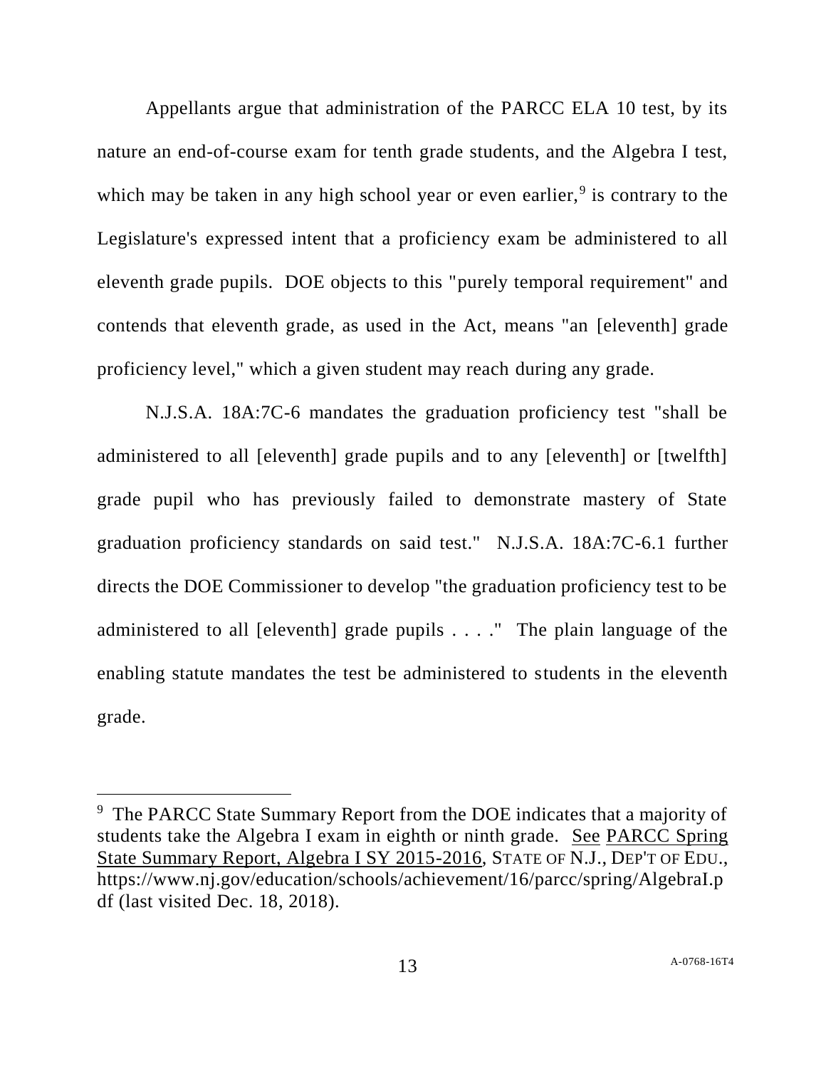Appellants argue that administration of the PARCC ELA 10 test, by its nature an end-of-course exam for tenth grade students, and the Algebra I test, which may be taken in any high school year or even earlier,[9] is contrary to the Legislature's expressed intent that a proficiency exam be administered to all eleventh grade pupils. DOE objects to this "purely temporal requirement" and contends that eleventh grade, as used in the Act, means "an [eleventh] grade proficiency level," which a given student may reach during any grade.

N.J.S.A. 18A:7C-6 mandates the graduation proficiency test "shall be administered to all [eleventh] grade pupils and to any [eleventh] or [twelfth] grade pupil who has previously failed to demonstrate mastery of State graduation proficiency standards on said test." N.J.S.A. 18A:7C-6.1 further directs the DOE Commissioner to develop "the graduation proficiency test to be administered to all [eleventh] grade pupils . . . ." The plain language of the enabling statute mandates the test be administered to students in the eleventh grade.

---

[9] The PARCC State Summary Report from the DOE indicates that a majority of students take the Algebra I exam in eighth or ninth grade. See PARCC Spring State Summary Report, Algebra I SY 2015-2016, STATE OF N.J., DEP'T OF EDU., https://www.nj.gov/education/schools/achievement/16/parcc/spring/AlgebraI.pdf (last visited Dec. 18, 2018).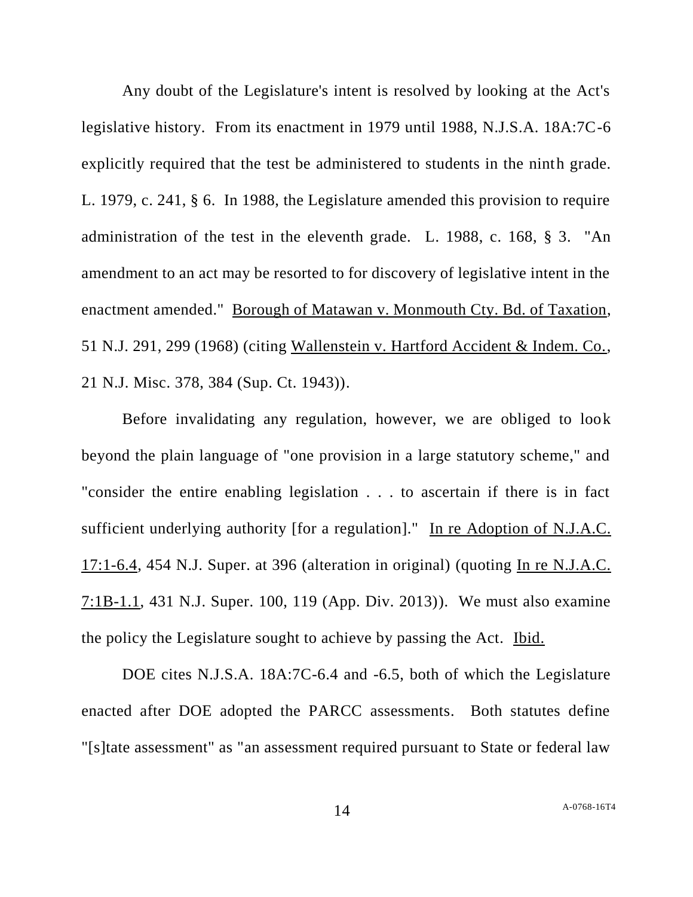Any doubt of the Legislature's intent is resolved by looking at the Act's legislative history. From its enactment in 1979 until 1988, N.J.S.A. 18A:7C-6 explicitly required that the test be administered to students in the ninth grade. L. 1979, c. 241, § 6. In 1988, the Legislature amended this provision to require administration of the test in the eleventh grade. L. 1988, c. 168, § 3. "An amendment to an act may be resorted to for discovery of legislative intent in the enactment amended." Borough of Matawan v. Monmouth Cty. Bd. of Taxation, 51 N.J. 291, 299 (1968) (citing Wallenstein v. Hartford Accident & Indem. Co., 21 N.J. Misc. 378, 384 (Sup. Ct. 1943)).

Before invalidating any regulation, however, we are obliged to look beyond the plain language of "one provision in a large statutory scheme," and "consider the entire enabling legislation . . . to ascertain if there is in fact sufficient underlying authority [for a regulation]." In re Adoption of N.J.A.C. 17:1-6.4, 454 N.J. Super. at 396 (alteration in original) (quoting In re N.J.A.C. 7:1B-1.1, 431 N.J. Super. 100, 119 (App. Div. 2013)). We must also examine the policy the Legislature sought to achieve by passing the Act. Ibid.

DOE cites N.J.S.A. 18A:7C-6.4 and -6.5, both of which the Legislature enacted after DOE adopted the PARCC assessments. Both statutes define "[s]tate assessment" as "an assessment required pursuant to State or federal law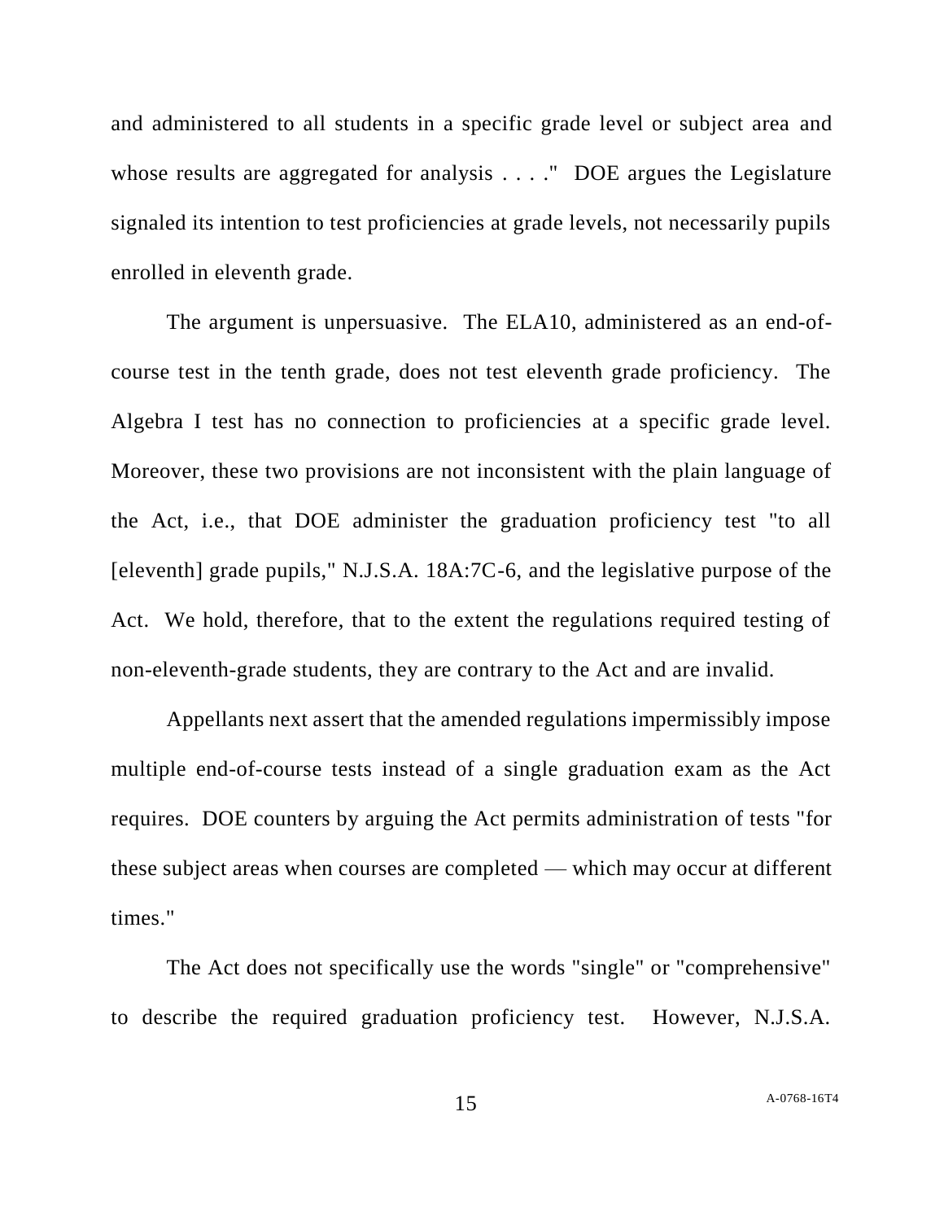and administered to all students in a specific grade level or subject area and whose results are aggregated for analysis . . . ." DOE argues the Legislature signaled its intention to test proficiencies at grade levels, not necessarily pupils enrolled in eleventh grade.

The argument is unpersuasive. The ELA10, administered as an end-of-course test in the tenth grade, does not test eleventh grade proficiency. The Algebra I test has no connection to proficiencies at a specific grade level. Moreover, these two provisions are not inconsistent with the plain language of the Act, i.e., that DOE administer the graduation proficiency test "to all [eleventh] grade pupils," N.J.S.A. 18A:7C-6, and the legislative purpose of the Act. We hold, therefore, that to the extent the regulations required testing of non-eleventh-grade students, they are contrary to the Act and are invalid.

Appellants next assert that the amended regulations impermissibly impose multiple end-of-course tests instead of a single graduation exam as the Act requires. DOE counters by arguing the Act permits administration of tests "for these subject areas when courses are completed — which may occur at different times."

The Act does not specifically use the words "single" or "comprehensive" to describe the required graduation proficiency test. However, N.J.S.A.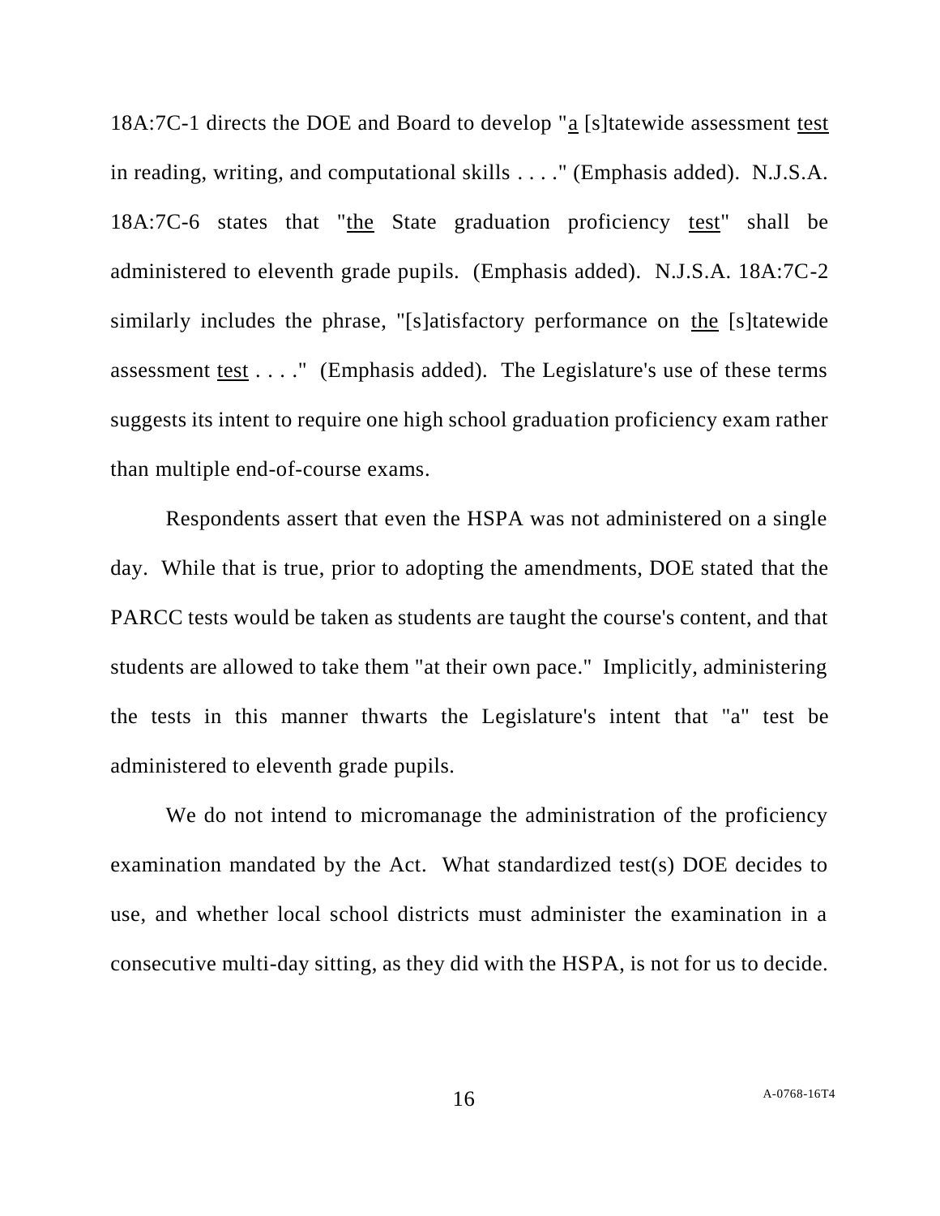18A:7C-1 directs the DOE and Board to develop "a [s]tatewide assessment test in reading, writing, and computational skills . . . ." (Emphasis added). N.J.S.A. 18A:7C-6 states that "the State graduation proficiency test" shall be administered to eleventh grade pupils. (Emphasis added). N.J.S.A. 18A:7C-2 similarly includes the phrase, "[s]atisfactory performance on the [s]tatewide assessment test . . . ." (Emphasis added). The Legislature's use of these terms suggests its intent to require one high school graduation proficiency exam rather than multiple end-of-course exams.

Respondents assert that even the HSPA was not administered on a single day. While that is true, prior to adopting the amendments, DOE stated that the PARCC tests would be taken as students are taught the course's content, and that students are allowed to take them "at their own pace." Implicitly, administering the tests in this manner thwarts the Legislature's intent that "a" test be administered to eleventh grade pupils.

We do not intend to micromanage the administration of the proficiency examination mandated by the Act. What standardized test(s) DOE decides to use, and whether local school districts must administer the examination in a consecutive multi-day sitting, as they did with the HSPA, is not for us to decide.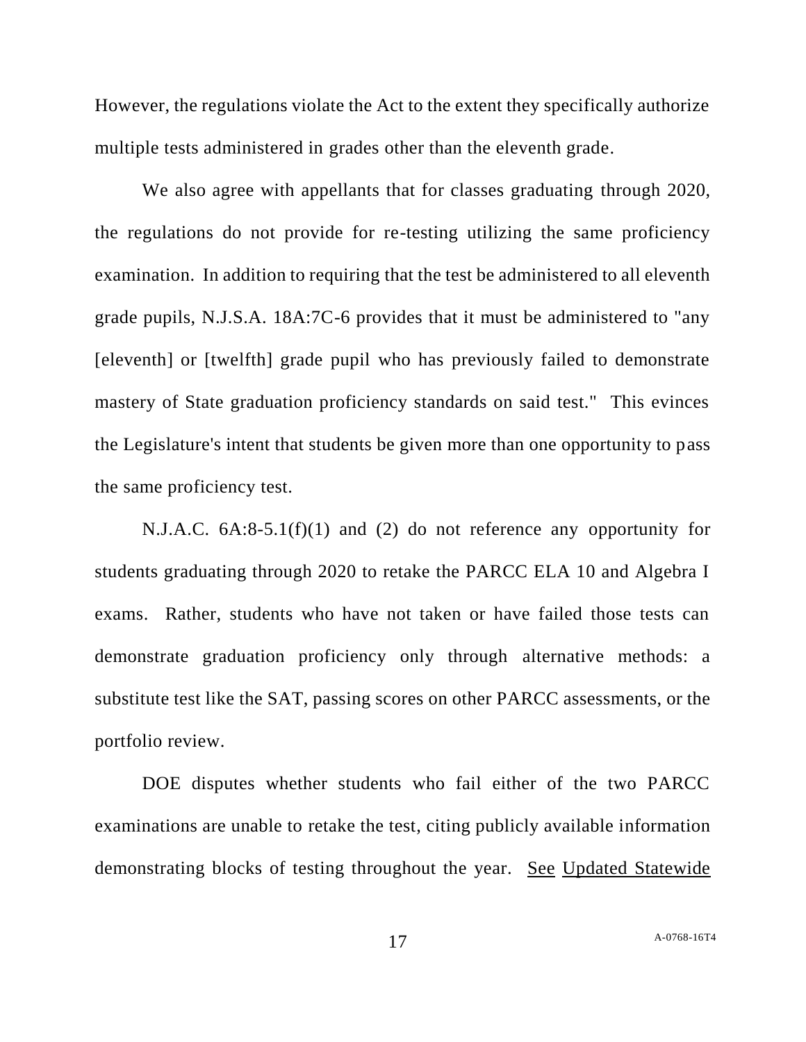However, the regulations violate the Act to the extent they specifically authorize multiple tests administered in grades other than the eleventh grade.

We also agree with appellants that for classes graduating through 2020, the regulations do not provide for re-testing utilizing the same proficiency examination. In addition to requiring that the test be administered to all eleventh grade pupils, N.J.S.A. 18A:7C-6 provides that it must be administered to "any [eleventh] or [twelfth] grade pupil who has previously failed to demonstrate mastery of State graduation proficiency standards on said test." This evinces the Legislature's intent that students be given more than one opportunity to pass the same proficiency test.

N.J.A.C. 6A:8-5.1(f)(1) and (2) do not reference any opportunity for students graduating through 2020 to retake the PARCC ELA 10 and Algebra I exams. Rather, students who have not taken or have failed those tests can demonstrate graduation proficiency only through alternative methods: a substitute test like the SAT, passing scores on other PARCC assessments, or the portfolio review.

DOE disputes whether students who fail either of the two PARCC examinations are unable to retake the test, citing publicly available information demonstrating blocks of testing throughout the year. <u>See</u> <u>Updated Statewide</u>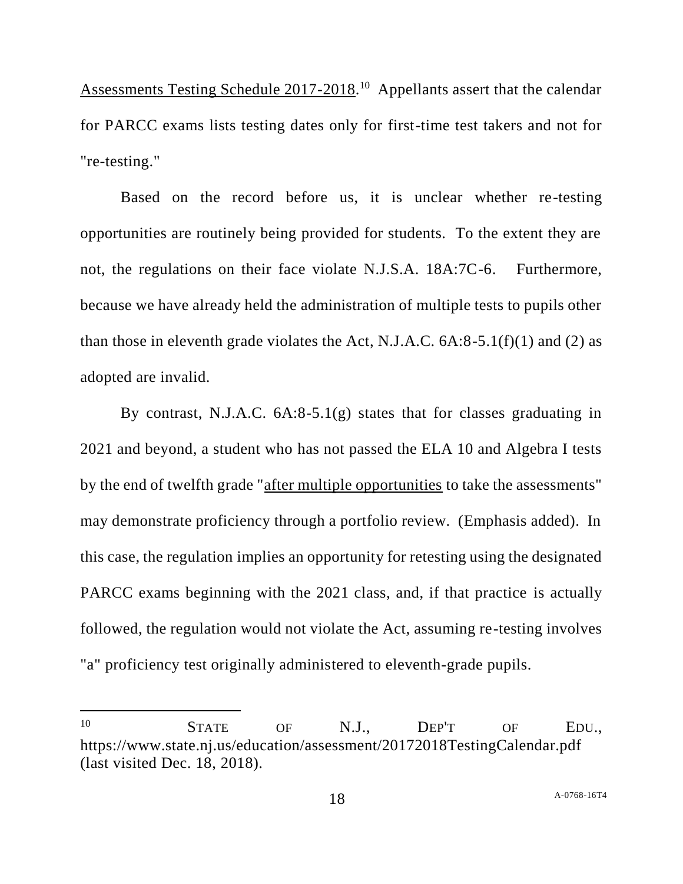Assessments Testing Schedule 2017-2018.[10] Appellants assert that the calendar for PARCC exams lists testing dates only for first-time test takers and not for "re-testing."

Based on the record before us, it is unclear whether re-testing opportunities are routinely being provided for students. To the extent they are not, the regulations on their face violate N.J.S.A. 18A:7C-6. Furthermore, because we have already held the administration of multiple tests to pupils other than those in eleventh grade violates the Act, N.J.A.C. 6A:8-5.1(f)(1) and (2) as adopted are invalid.

By contrast, N.J.A.C. 6A:8-5.1(g) states that for classes graduating in 2021 and beyond, a student who has not passed the ELA 10 and Algebra I tests by the end of twelfth grade "after multiple opportunities to take the assessments" may demonstrate proficiency through a portfolio review. (Emphasis added). In this case, the regulation implies an opportunity for retesting using the designated PARCC exams beginning with the 2021 class, and, if that practice is actually followed, the regulation would not violate the Act, assuming re-testing involves "a" proficiency test originally administered to eleventh-grade pupils.

---

[10] STATE OF N.J., DEP'T OF EDU., https://www.state.nj.us/education/assessment/20172018TestingCalendar.pdf (last visited Dec. 18, 2018).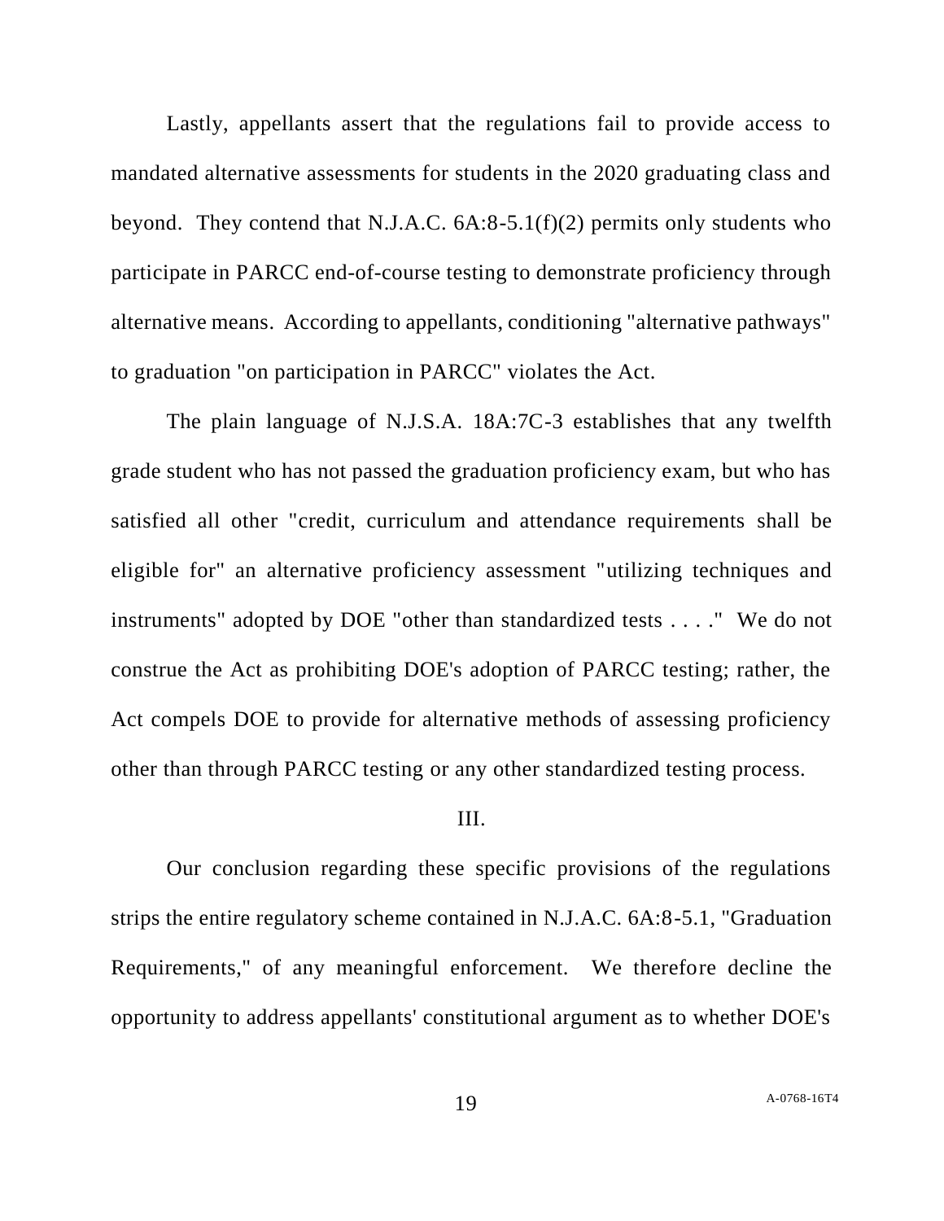Lastly, appellants assert that the regulations fail to provide access to mandated alternative assessments for students in the 2020 graduating class and beyond. They contend that N.J.A.C. 6A:8-5.1(f)(2) permits only students who participate in PARCC end-of-course testing to demonstrate proficiency through alternative means. According to appellants, conditioning "alternative pathways" to graduation "on participation in PARCC" violates the Act.

The plain language of N.J.S.A. 18A:7C-3 establishes that any twelfth grade student who has not passed the graduation proficiency exam, but who has satisfied all other "credit, curriculum and attendance requirements shall be eligible for" an alternative proficiency assessment "utilizing techniques and instruments" adopted by DOE "other than standardized tests . . . ." We do not construe the Act as prohibiting DOE's adoption of PARCC testing; rather, the Act compels DOE to provide for alternative methods of assessing proficiency other than through PARCC testing or any other standardized testing process.

## III.

Our conclusion regarding these specific provisions of the regulations strips the entire regulatory scheme contained in N.J.A.C. 6A:8-5.1, "Graduation Requirements," of any meaningful enforcement. We therefore decline the opportunity to address appellants' constitutional argument as to whether DOE's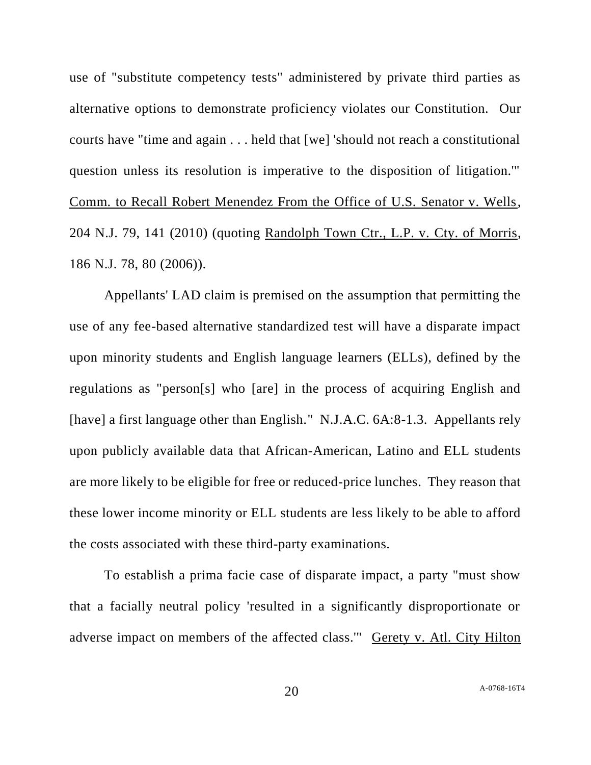use of "substitute competency tests" administered by private third parties as alternative options to demonstrate proficiency violates our Constitution. Our courts have "time and again . . . held that [we] 'should not reach a constitutional question unless its resolution is imperative to the disposition of litigation.'" Comm. to Recall Robert Menendez From the Office of U.S. Senator v. Wells, 204 N.J. 79, 141 (2010) (quoting Randolph Town Ctr., L.P. v. Cty. of Morris, 186 N.J. 78, 80 (2006)).

Appellants' LAD claim is premised on the assumption that permitting the use of any fee-based alternative standardized test will have a disparate impact upon minority students and English language learners (ELLs), defined by the regulations as "person[s] who [are] in the process of acquiring English and [have] a first language other than English." N.J.A.C. 6A:8-1.3. Appellants rely upon publicly available data that African-American, Latino and ELL students are more likely to be eligible for free or reduced-price lunches. They reason that these lower income minority or ELL students are less likely to be able to afford the costs associated with these third-party examinations.

To establish a prima facie case of disparate impact, a party "must show that a facially neutral policy 'resulted in a significantly disproportionate or adverse impact on members of the affected class.'" Gerety v. Atl. City Hilton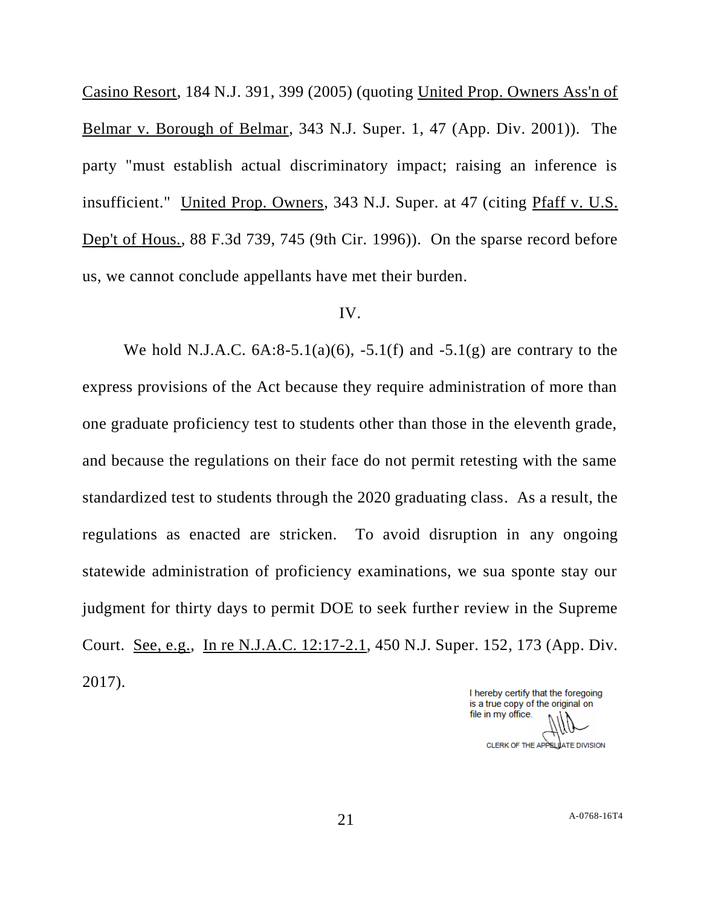Casino Resort, 184 N.J. 391, 399 (2005) (quoting United Prop. Owners Ass'n of Belmar v. Borough of Belmar, 343 N.J. Super. 1, 47 (App. Div. 2001)). The party "must establish actual discriminatory impact; raising an inference is insufficient." United Prop. Owners, 343 N.J. Super. at 47 (citing Pfaff v. U.S. Dep't of Hous., 88 F.3d 739, 745 (9th Cir. 1996)). On the sparse record before us, we cannot conclude appellants have met their burden.

IV.

We hold N.J.A.C. 6A:8-5.1(a)(6), -5.1(f) and -5.1(g) are contrary to the express provisions of the Act because they require administration of more than one graduate proficiency test to students other than those in the eleventh grade, and because the regulations on their face do not permit retesting with the same standardized test to students through the 2020 graduating class. As a result, the regulations as enacted are stricken. To avoid disruption in any ongoing statewide administration of proficiency examinations, we sua sponte stay our judgment for thirty days to permit DOE to seek further review in the Supreme Court. See, e.g., In re N.J.A.C. 12:17-2.1, 450 N.J. Super. 152, 173 (App. Div. 2017).

I hereby certify that the foregoing is a true copy of the original on file in my office.

CLERK OF THE APPELLATE DIVISION

A-0768-16T4